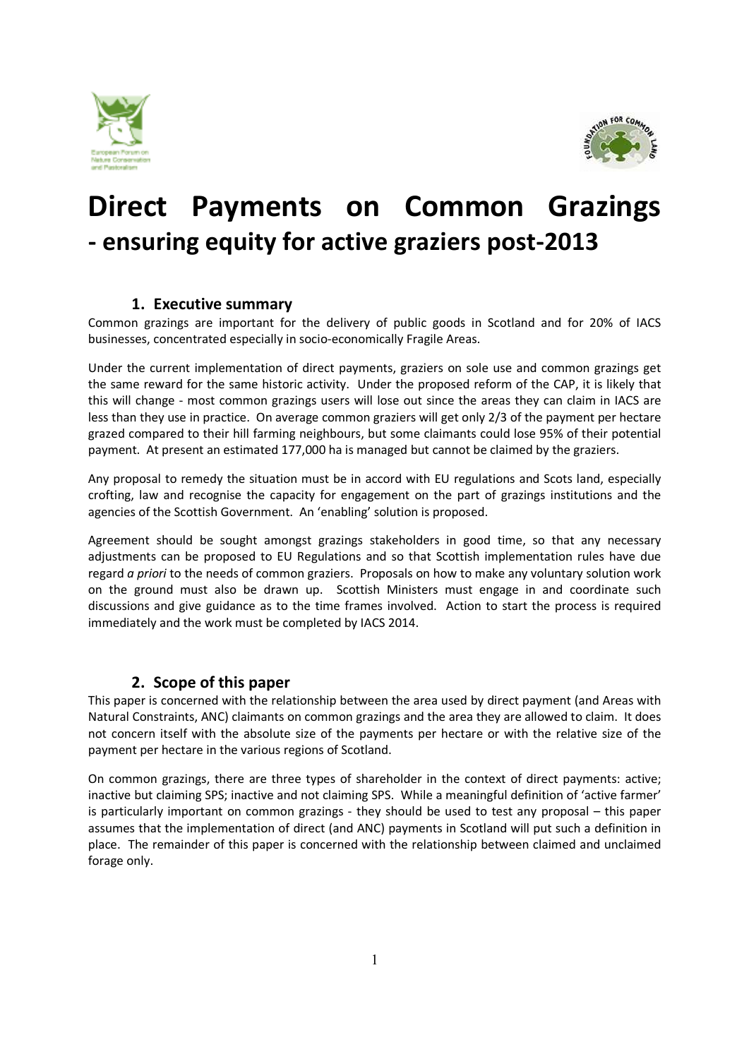# Direct Payments on Common Grazings - ensuring equity for active graziers post-2013

## 1. Executive summary

Common grazings are important for the delivery of public goods in Scotland and for 20% of IACS businesses, concentrated especially in socio-economically Fragile Areas.

Under the current implementation of direct payments, graziers on sole use and common grazings get the same reward for the same historic activity. Under the proposed reform of the CAP, it is likely that this will change - most common grazings users will lose out since the areas they can claim in IACS are less than they use in practice. On average common graziers will get only 2/3 of the payment per hectare grazed compared to their hill farming neighbours, but some claimants could lose 95% of their potential payment. At present an estimated 177,000 ha is managed but cannot be claimed by the graziers.

Any proposal to remedy the situation must be in accord with EU regulations and Scots land, especially crofting, law and recognise the capacity for engagement on the part of grazings institutions and the agencies of the Scottish Government. An 'enabling' solution is proposed.

Agreement should be sought amongst grazings stakeholders in good time, so that any necessary adjustments can be proposed to EU Regulations and so that Scottish implementation rules have due regard *a priori* to the needs of common graziers. Proposals on how to make any voluntary solution work on the ground must also be drawn up. Scottish Ministers must engage in and coordinate such discussions and give guidance as to the time frames involved. Action to start the process is required immediately and the work must be completed by IACS 2014.

## 2. Scope of this paper

This paper is concerned with the relationship between the area used by direct payment (and Areas with Natural Constraints, ANC) claimants on common grazings and the area they are allowed to claim. It does not concern itself with the absolute size of the payments per hectare or with the relative size of the payment per hectare in the various regions of Scotland.

On common grazings, there are three types of shareholder in the context of direct payments: active; inactive but claiming SPS; inactive and not claiming SPS. While a meaningful definition of 'active farmer' is particularly important on common grazings - they should be used to test any proposal – this paper assumes that the implementation of direct (and ANC) payments in Scotland will put such a definition in place. The remainder of this paper is concerned with the relationship between claimed and unclaimed forage only.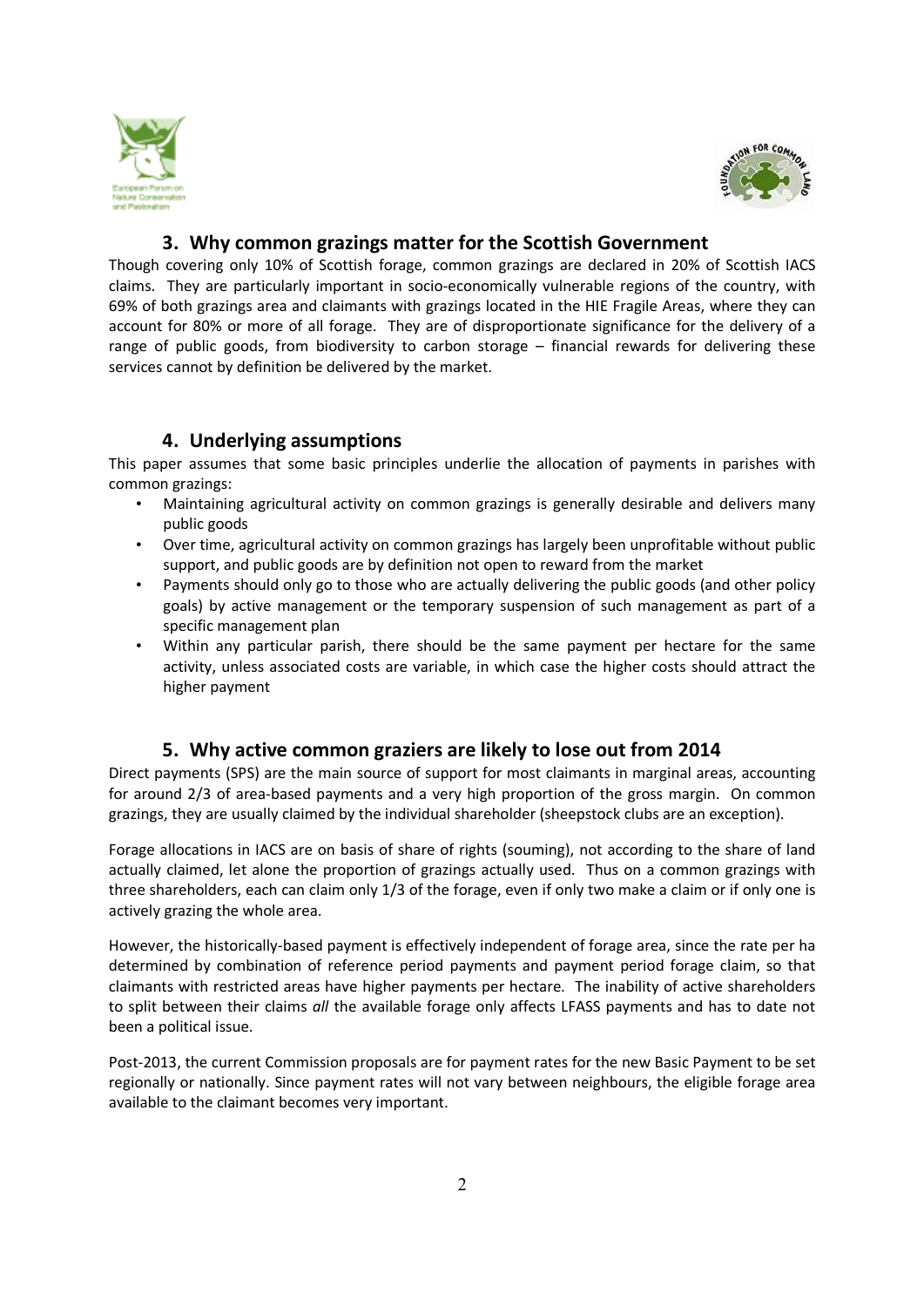## 3. Why common grazings matter for the Scottish Government

Though covering only 10% of Scottish forage, common grazings are declared in 20% of Scottish IACS claims. They are particularly important in socio-economically vulnerable regions of the country, with 69% of both grazings area and claimants with grazings located in the HIE Fragile Areas, where they can account for 80% or more of all forage. They are of disproportionate significance for the delivery of a range of public goods, from biodiversity to carbon storage – financial rewards for delivering these services cannot by definition be delivered by the market.

## 4. Underlying assumptions

This paper assumes that some basic principles underlie the allocation of payments in parishes with common grazings:

- Maintaining agricultural activity on common grazings is generally desirable and delivers many public goods
- Over time, agricultural activity on common grazings has largely been unprofitable without public support, and public goods are by definition not open to reward from the market
- Payments should only go to those who are actually delivering the public goods (and other policy goals) by active management or the temporary suspension of such management as part of a specific management plan
- Within any particular parish, there should be the same payment per hectare for the same activity, unless associated costs are variable, in which case the higher costs should attract the higher payment

## 5. Why active common graziers are likely to lose out from 2014

Direct payments (SPS) are the main source of support for most claimants in marginal areas, accounting for around 2/3 of area-based payments and a very high proportion of the gross margin. On common grazings, they are usually claimed by the individual shareholder (sheepstock clubs are an exception).

Forage allocations in IACS are on basis of share of rights (souming), not according to the share of land actually claimed, let alone the proportion of grazings actually used. Thus on a common grazings with three shareholders, each can claim only 1/3 of the forage, even if only two make a claim or if only one is actively grazing the whole area.

However, the historically-based payment is effectively independent of forage area, since the rate per ha determined by combination of reference period payments and payment period forage claim, so that claimants with restricted areas have higher payments per hectare. The inability of active shareholders to split between their claims *all* the available forage only affects LFASS payments and has to date not been a political issue.

Post-2013, the current Commission proposals are for payment rates for the new Basic Payment to be set regionally or nationally. Since payment rates will not vary between neighbours, the eligible forage area available to the claimant becomes very important.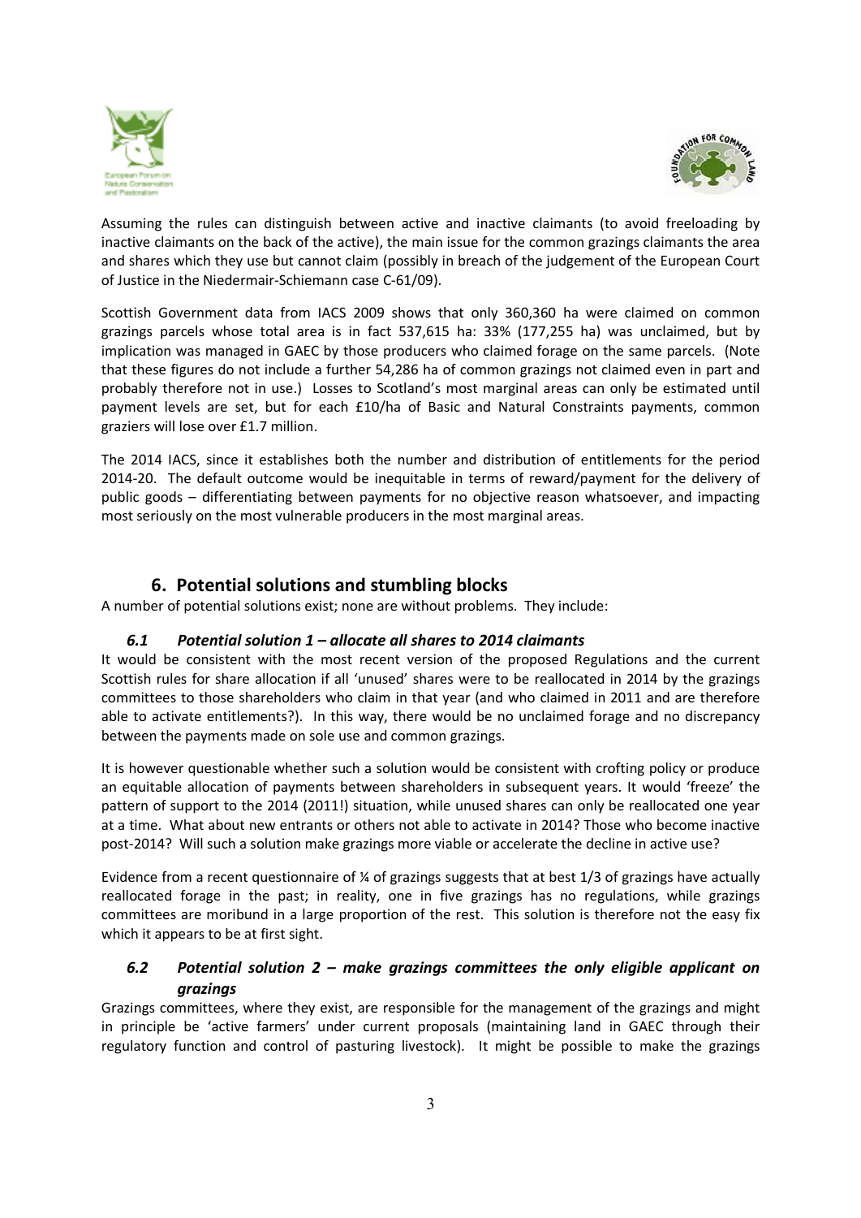Assuming the rules can distinguish between active and inactive claimants (to avoid freeloading by inactive claimants on the back of the active), the main issue for the common grazings claimants the area and shares which they use but cannot claim (possibly in breach of the judgement of the European Court of Justice in the Niedermair-Schiemann case C-61/09).

Scottish Government data from IACS 2009 shows that only 360,360 ha were claimed on common grazings parcels whose total area is in fact 537,615 ha: 33% (177,255 ha) was unclaimed, but by implication was managed in GAEC by those producers who claimed forage on the same parcels. (Note that these figures do not include a further 54,286 ha of common grazings not claimed even in part and probably therefore not in use.) Losses to Scotland's most marginal areas can only be estimated until payment levels are set, but for each £10/ha of Basic and Natural Constraints payments, common graziers will lose over £1.7 million.

The 2014 IACS, since it establishes both the number and distribution of entitlements for the period 2014-20. The default outcome would be inequitable in terms of reward/payment for the delivery of public goods – differentiating between payments for no objective reason whatsoever, and impacting most seriously on the most vulnerable producers in the most marginal areas.

## 6. Potential solutions and stumbling blocks

A number of potential solutions exist; none are without problems. They include:

### *6.1 Potential solution 1 – allocate all shares to 2014 claimants*

It would be consistent with the most recent version of the proposed Regulations and the current Scottish rules for share allocation if all 'unused' shares were to be reallocated in 2014 by the grazings committees to those shareholders who claim in that year (and who claimed in 2011 and are therefore able to activate entitlements?). In this way, there would be no unclaimed forage and no discrepancy between the payments made on sole use and common grazings.

It is however questionable whether such a solution would be consistent with crofting policy or produce an equitable allocation of payments between shareholders in subsequent years. It would 'freeze' the pattern of support to the 2014 (2011!) situation, while unused shares can only be reallocated one year at a time. What about new entrants or others not able to activate in 2014? Those who become inactive post-2014? Will such a solution make grazings more viable or accelerate the decline in active use?

Evidence from a recent questionnaire of ¼ of grazings suggests that at best 1/3 of grazings have actually reallocated forage in the past; in reality, one in five grazings has no regulations, while grazings committees are moribund in a large proportion of the rest. This solution is therefore not the easy fix which it appears to be at first sight.

### *6.2 Potential solution 2 – make grazings committees the only eligible applicant on grazings*

Grazings committees, where they exist, are responsible for the management of the grazings and might in principle be 'active farmers' under current proposals (maintaining land in GAEC through their regulatory function and control of pasturing livestock). It might be possible to make the grazings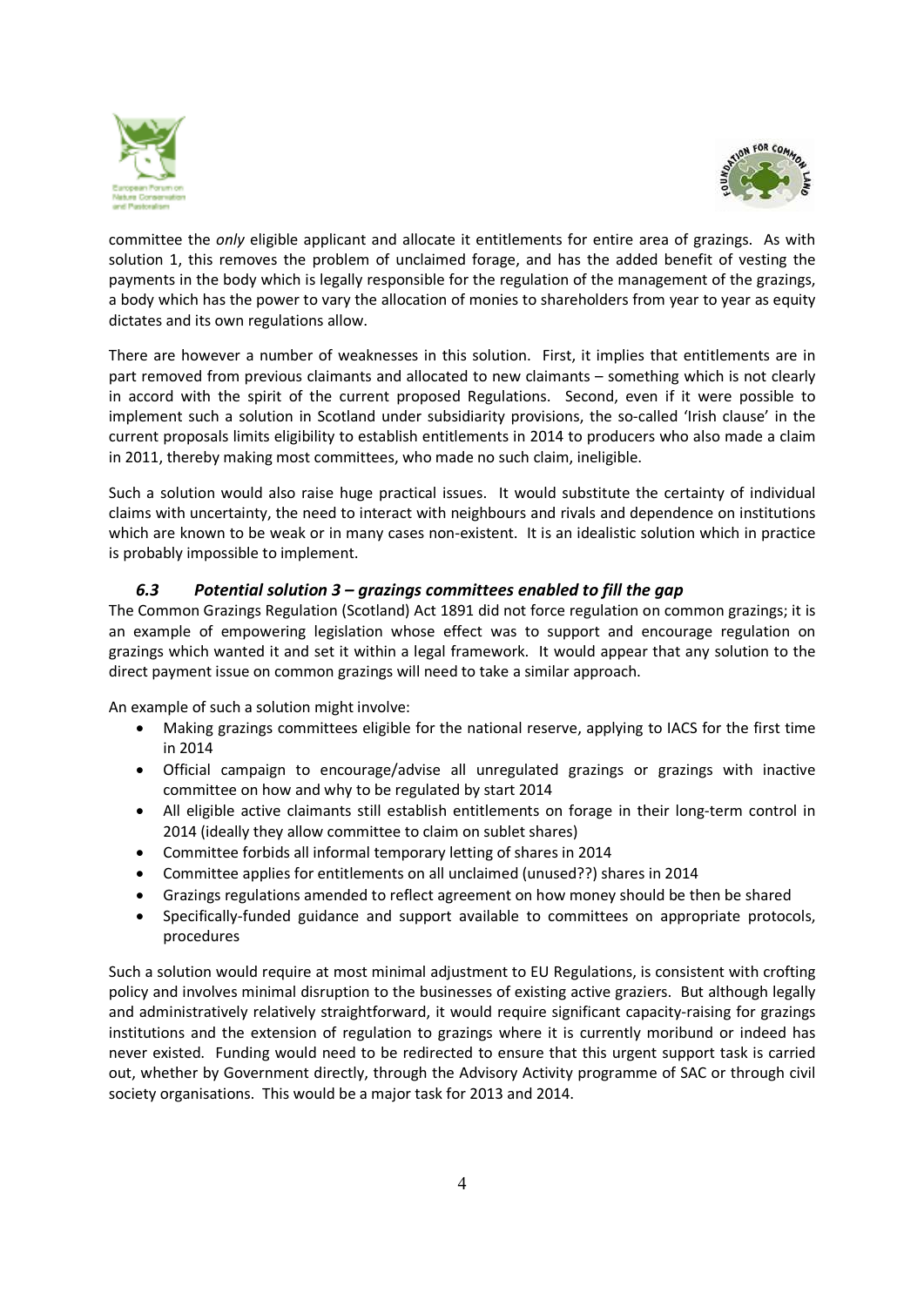committee the *only* eligible applicant and allocate it entitlements for entire area of grazings. As with solution 1, this removes the problem of unclaimed forage, and has the added benefit of vesting the payments in the body which is legally responsible for the regulation of the management of the grazings, a body which has the power to vary the allocation of monies to shareholders from year to year as equity dictates and its own regulations allow.

There are however a number of weaknesses in this solution. First, it implies that entitlements are in part removed from previous claimants and allocated to new claimants – something which is not clearly in accord with the spirit of the current proposed Regulations. Second, even if it were possible to implement such a solution in Scotland under subsidiarity provisions, the so-called 'Irish clause' in the current proposals limits eligibility to establish entitlements in 2014 to producers who also made a claim in 2011, thereby making most committees, who made no such claim, ineligible.

Such a solution would also raise huge practical issues. It would substitute the certainty of individual claims with uncertainty, the need to interact with neighbours and rivals and dependence on institutions which are known to be weak or in many cases non-existent. It is an idealistic solution which in practice is probably impossible to implement.

### *6.3 Potential solution 3 – grazings committees enabled to fill the gap*

The Common Grazings Regulation (Scotland) Act 1891 did not force regulation on common grazings; it is an example of empowering legislation whose effect was to support and encourage regulation on grazings which wanted it and set it within a legal framework. It would appear that any solution to the direct payment issue on common grazings will need to take a similar approach.

An example of such a solution might involve:

- Making grazings committees eligible for the national reserve, applying to IACS for the first time in 2014
- Official campaign to encourage/advise all unregulated grazings or grazings with inactive committee on how and why to be regulated by start 2014
- All eligible active claimants still establish entitlements on forage in their long-term control in 2014 (ideally they allow committee to claim on sublet shares)
- Committee forbids all informal temporary letting of shares in 2014
- Committee applies for entitlements on all unclaimed (unused??) shares in 2014
- Grazings regulations amended to reflect agreement on how money should be then be shared
- Specifically-funded guidance and support available to committees on appropriate protocols, procedures

Such a solution would require at most minimal adjustment to EU Regulations, is consistent with crofting policy and involves minimal disruption to the businesses of existing active graziers. But although legally and administratively relatively straightforward, it would require significant capacity-raising for grazings institutions and the extension of regulation to grazings where it is currently moribund or indeed has never existed. Funding would need to be redirected to ensure that this urgent support task is carried out, whether by Government directly, through the Advisory Activity programme of SAC or through civil society organisations. This would be a major task for 2013 and 2014.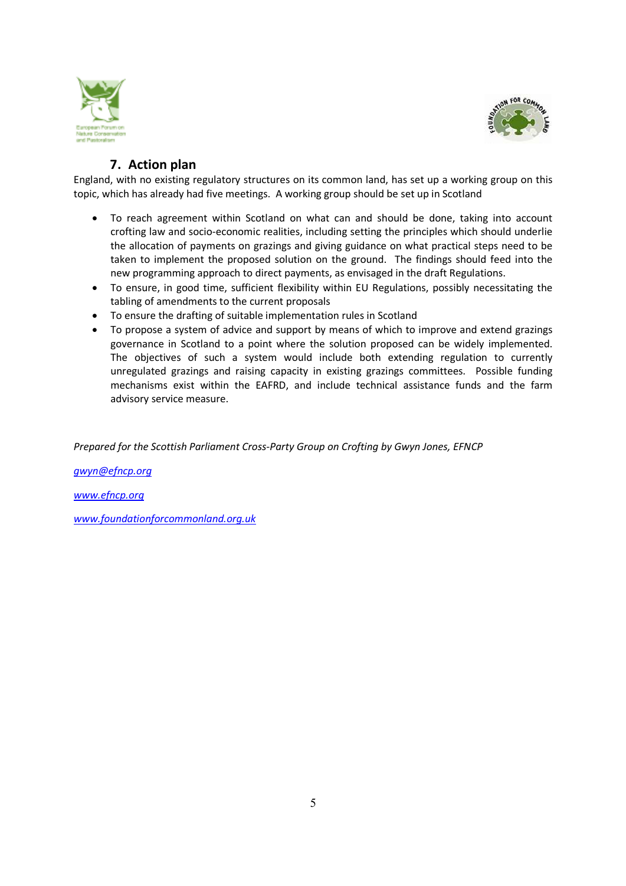## 7. Action plan

England, with no existing regulatory structures on its common land, has set up a working group on this topic, which has already had five meetings. A working group should be set up in Scotland

- To reach agreement within Scotland on what can and should be done, taking into account crofting law and socio-economic realities, including setting the principles which should underlie the allocation of payments on grazings and giving guidance on what practical steps need to be taken to implement the proposed solution on the ground. The findings should feed into the new programming approach to direct payments, as envisaged in the draft Regulations.
- To ensure, in good time, sufficient flexibility within EU Regulations, possibly necessitating the tabling of amendments to the current proposals
- To ensure the drafting of suitable implementation rules in Scotland
- To propose a system of advice and support by means of which to improve and extend grazings governance in Scotland to a point where the solution proposed can be widely implemented. The objectives of such a system would include both extending regulation to currently unregulated grazings and raising capacity in existing grazings committees. Possible funding mechanisms exist within the EAFRD, and include technical assistance funds and the farm advisory service measure.

*Prepared for the Scottish Parliament Cross-Party Group on Crofting by Gwyn Jones, EFNCP*

gwyn@efncp.org

www.efncp.org

www.foundationforcommonland.org.uk